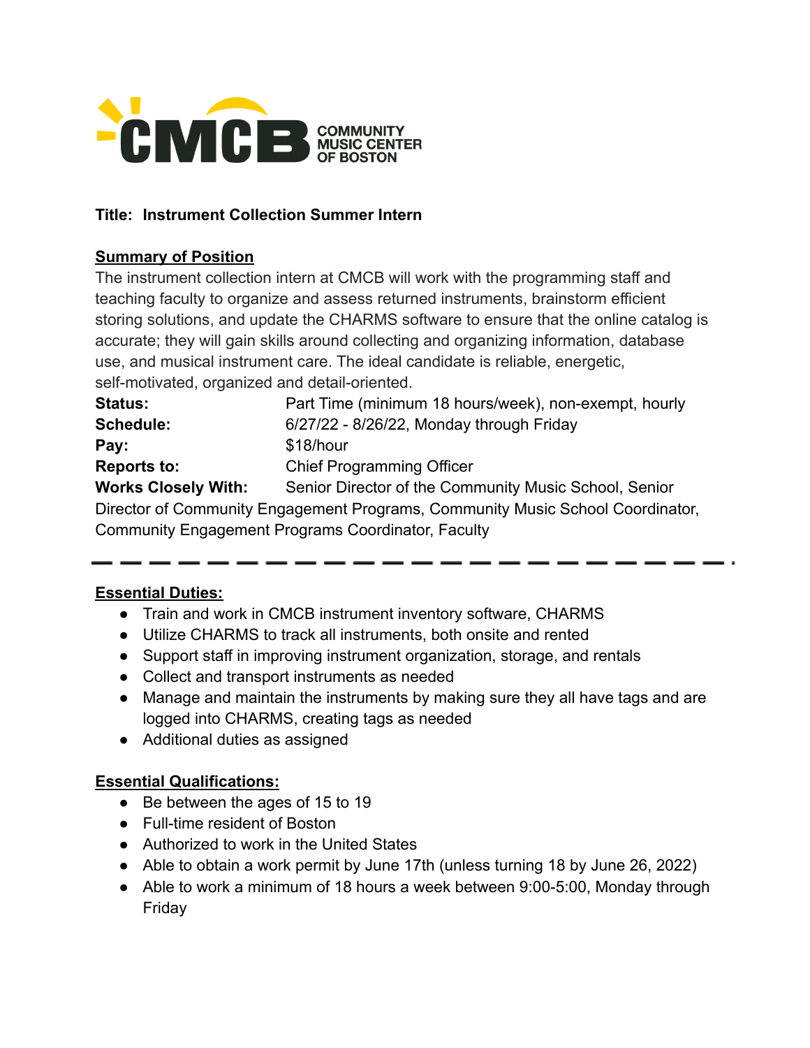CMCB COMMUNITY MUSIC CENTER OF BOSTON

**Title: Instrument Collection Summer Intern**

**Summary of Position**

The instrument collection intern at CMCB will work with the programming staff and teaching faculty to organize and assess returned instruments, brainstorm efficient storing solutions, and update the CHARMS software to ensure that the online catalog is accurate; they will gain skills around collecting and organizing information, database use, and musical instrument care. The ideal candidate is reliable, energetic, self-motivated, organized and detail-oriented.

**Status:** Part Time (minimum 18 hours/week), non-exempt, hourly

**Schedule:** 6/27/22 - 8/26/22, Monday through Friday

**Pay:** $18/hour

**Reports to:** Chief Programming Officer

**Works Closely With:** Senior Director of the Community Music School, Senior Director of Community Engagement Programs, Community Music School Coordinator, Community Engagement Programs Coordinator, Faculty

---

**Essential Duties:**

- Train and work in CMCB instrument inventory software, CHARMS
- Utilize CHARMS to track all instruments, both onsite and rented
- Support staff in improving instrument organization, storage, and rentals
- Collect and transport instruments as needed
- Manage and maintain the instruments by making sure they all have tags and are logged into CHARMS, creating tags as needed
- Additional duties as assigned

**Essential Qualifications:**

- Be between the ages of 15 to 19
- Full-time resident of Boston
- Authorized to work in the United States
- Able to obtain a work permit by June 17th (unless turning 18 by June 26, 2022)
- Able to work a minimum of 18 hours a week between 9:00-5:00, Monday through Friday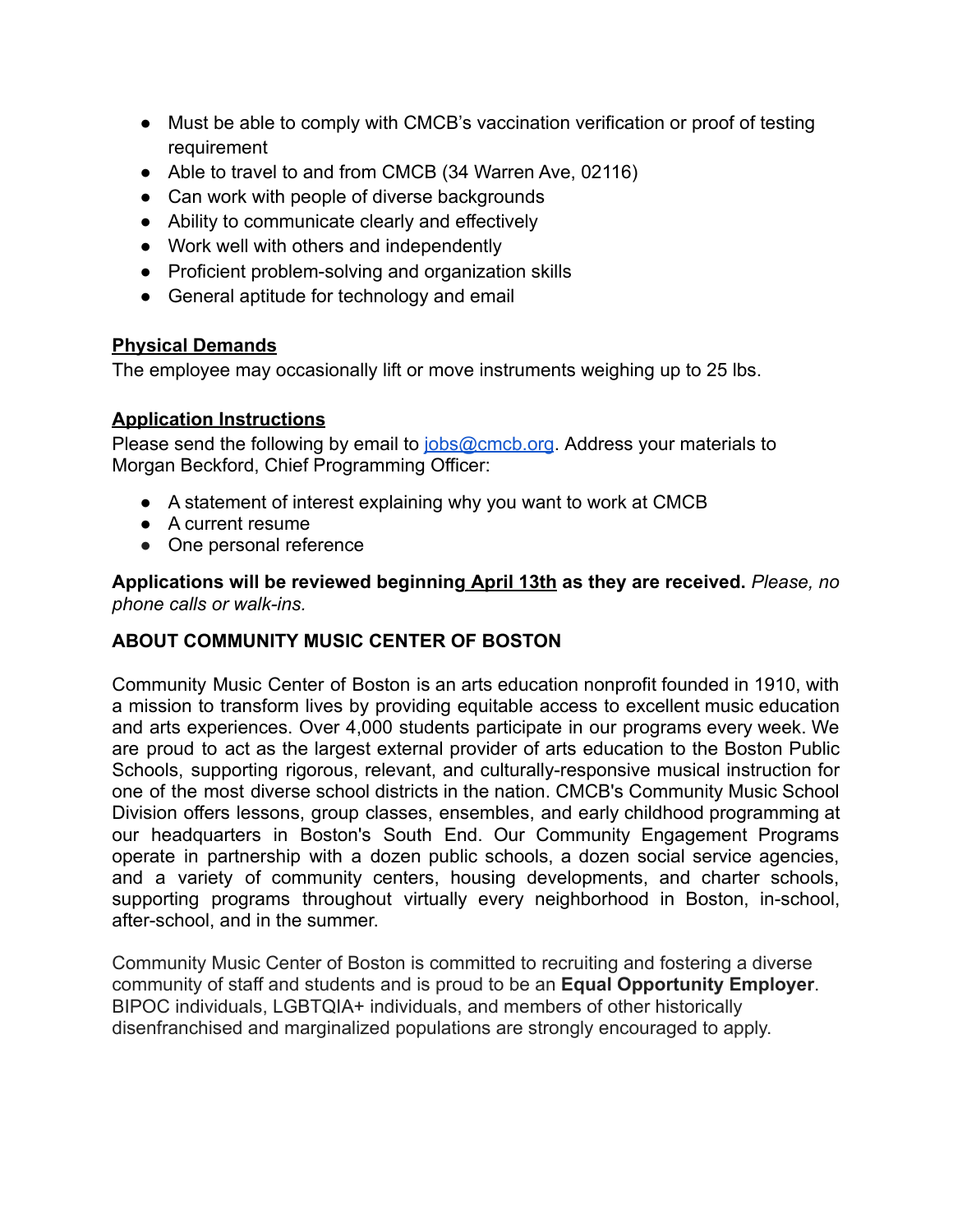- Must be able to comply with CMCB's vaccination verification or proof of testing requirement
- Able to travel to and from CMCB (34 Warren Ave, 02116)
- Can work with people of diverse backgrounds
- Ability to communicate clearly and effectively
- Work well with others and independently
- Proficient problem-solving and organization skills
- General aptitude for technology and email

**Physical Demands**

The employee may occasionally lift or move instruments weighing up to 25 lbs.

**Application Instructions**

Please send the following by email to jobs@cmcb.org. Address your materials to Morgan Beckford, Chief Programming Officer:

- A statement of interest explaining why you want to work at CMCB
- A current resume
- One personal reference

**Applications will be reviewed beginning April 13th as they are received.** *Please, no phone calls or walk-ins.*

**ABOUT COMMUNITY MUSIC CENTER OF BOSTON**

Community Music Center of Boston is an arts education nonprofit founded in 1910, with a mission to transform lives by providing equitable access to excellent music education and arts experiences. Over 4,000 students participate in our programs every week. We are proud to act as the largest external provider of arts education to the Boston Public Schools, supporting rigorous, relevant, and culturally-responsive musical instruction for one of the most diverse school districts in the nation. CMCB's Community Music School Division offers lessons, group classes, ensembles, and early childhood programming at our headquarters in Boston's South End. Our Community Engagement Programs operate in partnership with a dozen public schools, a dozen social service agencies, and a variety of community centers, housing developments, and charter schools, supporting programs throughout virtually every neighborhood in Boston, in-school, after-school, and in the summer.

Community Music Center of Boston is committed to recruiting and fostering a diverse community of staff and students and is proud to be an **Equal Opportunity Employer**. BIPOC individuals, LGBTQIA+ individuals, and members of other historically disenfranchised and marginalized populations are strongly encouraged to apply.